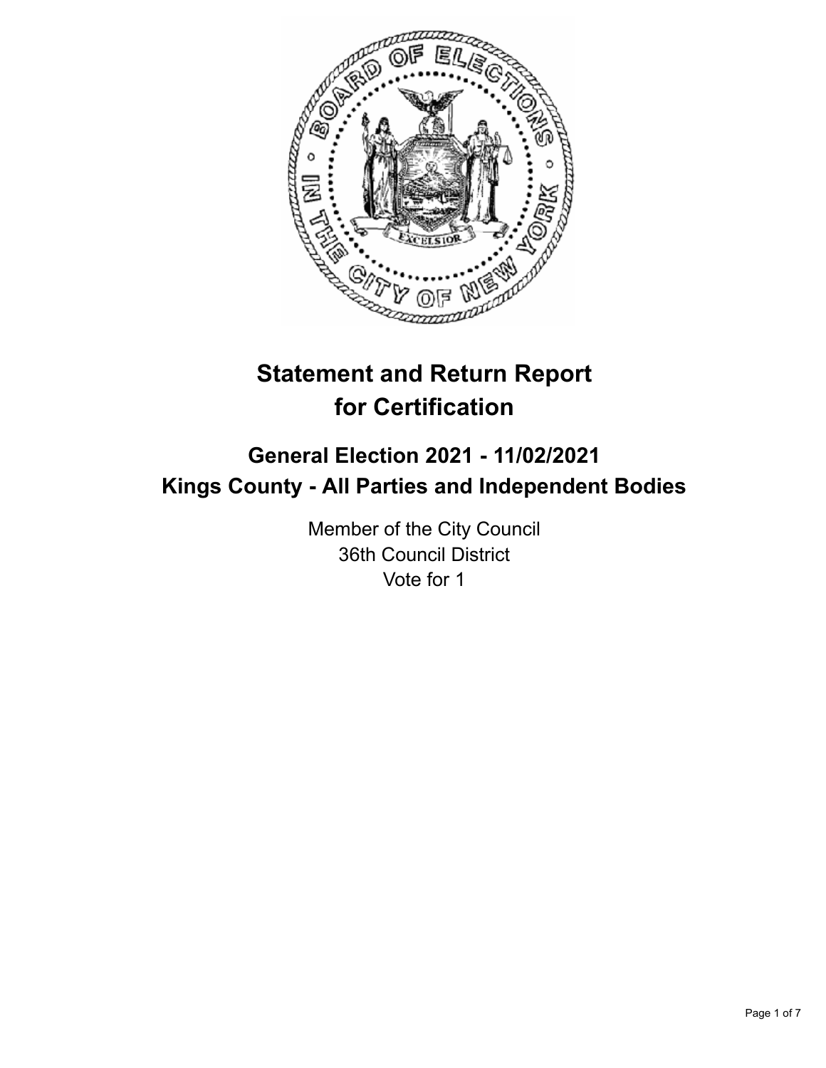# Statement and Return Report for Certification

## General Election 2021 - 11/02/2021
## Kings County - All Parties and Independent Bodies

Member of the City Council
36th Council District
Vote for 1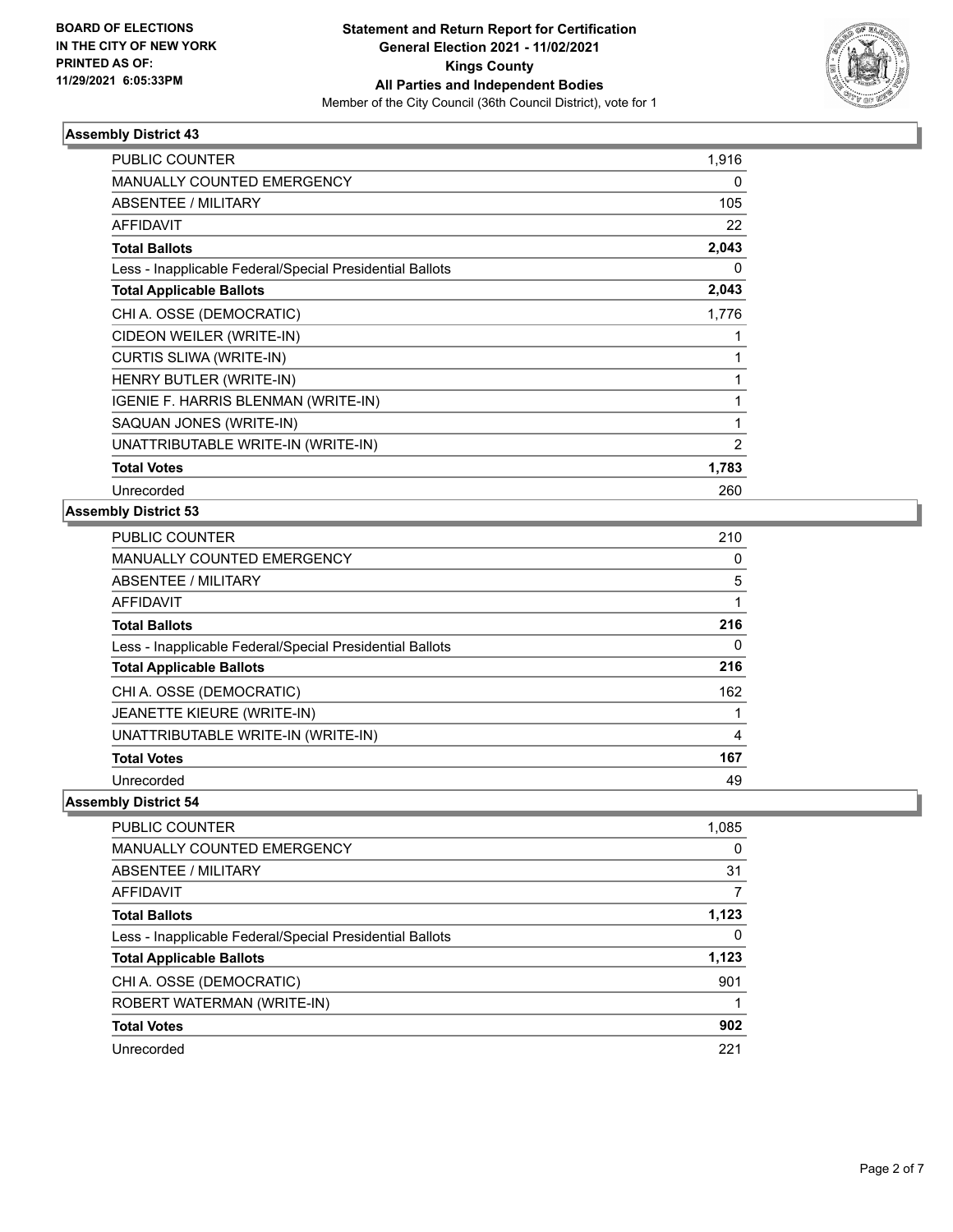**BOARD OF ELECTIONS IN THE CITY OF NEW YORK PRINTED AS OF: 11/29/2021 6:05:33PM**

**Statement and Return Report for Certification General Election 2021 - 11/02/2021 Kings County All Parties and Independent Bodies**

Member of the City Council (36th Council District), vote for 1

### Assembly District 43

| | |
|---|---|
| PUBLIC COUNTER | 1,916 |
| MANUALLY COUNTED EMERGENCY | 0 |
| ABSENTEE / MILITARY | 105 |
| AFFIDAVIT | 22 |
| **Total Ballots** | **2,043** |
| Less - Inapplicable Federal/Special Presidential Ballots | 0 |
| **Total Applicable Ballots** | **2,043** |
| CHI A. OSSE (DEMOCRATIC) | 1,776 |
| CIDEON WEILER (WRITE-IN) | 1 |
| CURTIS SLIWA (WRITE-IN) | 1 |
| HENRY BUTLER (WRITE-IN) | 1 |
| IGENIE F. HARRIS BLENMAN (WRITE-IN) | 1 |
| SAQUAN JONES (WRITE-IN) | 1 |
| UNATTRIBUTABLE WRITE-IN (WRITE-IN) | 2 |
| **Total Votes** | **1,783** |
| Unrecorded | 260 |

### Assembly District 53

| | |
|---|---|
| PUBLIC COUNTER | 210 |
| MANUALLY COUNTED EMERGENCY | 0 |
| ABSENTEE / MILITARY | 5 |
| AFFIDAVIT | 1 |
| **Total Ballots** | **216** |
| Less - Inapplicable Federal/Special Presidential Ballots | 0 |
| **Total Applicable Ballots** | **216** |
| CHI A. OSSE (DEMOCRATIC) | 162 |
| JEANETTE KIEURE (WRITE-IN) | 1 |
| UNATTRIBUTABLE WRITE-IN (WRITE-IN) | 4 |
| **Total Votes** | **167** |
| Unrecorded | 49 |

### Assembly District 54

| | |
|---|---|
| PUBLIC COUNTER | 1,085 |
| MANUALLY COUNTED EMERGENCY | 0 |
| ABSENTEE / MILITARY | 31 |
| AFFIDAVIT | 7 |
| **Total Ballots** | **1,123** |
| Less - Inapplicable Federal/Special Presidential Ballots | 0 |
| **Total Applicable Ballots** | **1,123** |
| CHI A. OSSE (DEMOCRATIC) | 901 |
| ROBERT WATERMAN (WRITE-IN) | 1 |
| **Total Votes** | **902** |
| Unrecorded | 221 |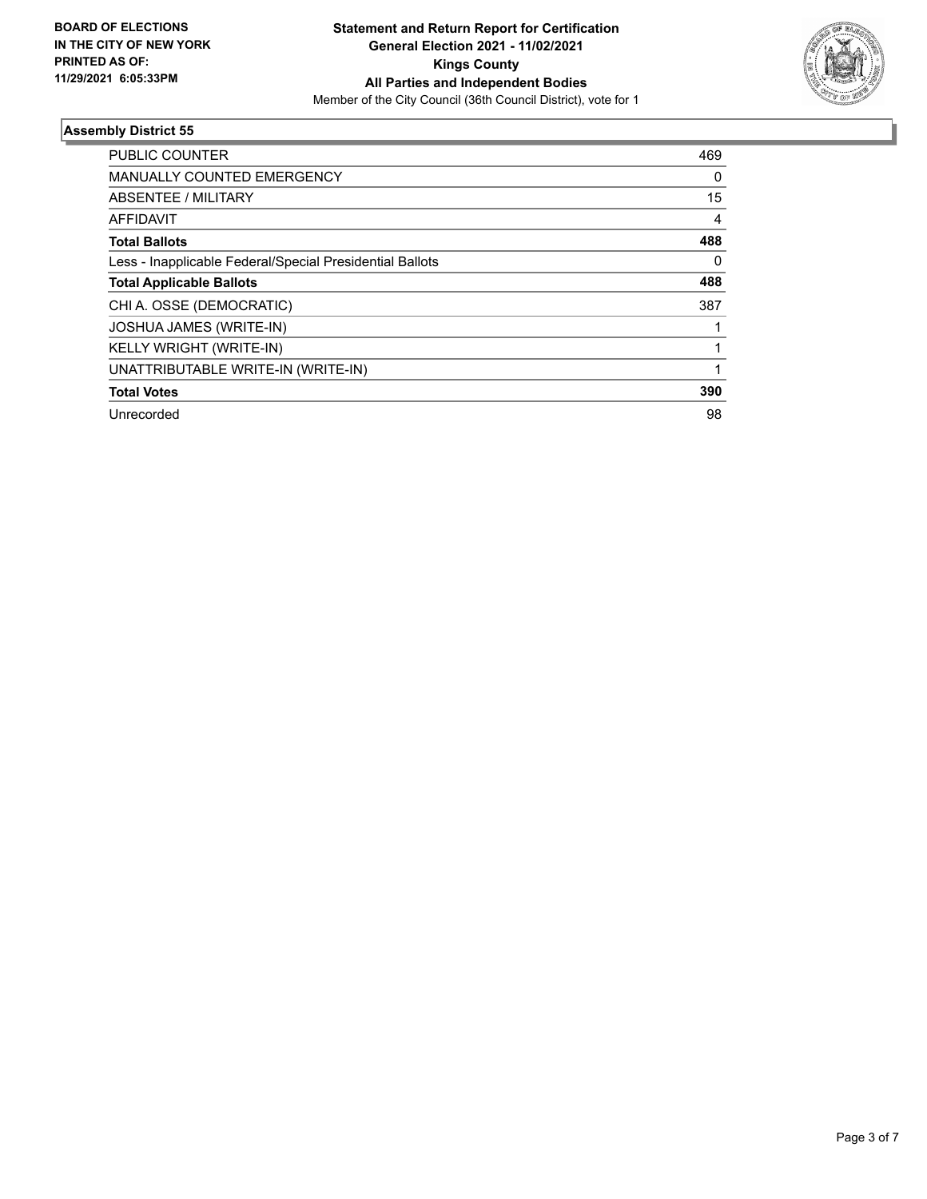**BOARD OF ELECTIONS IN THE CITY OF NEW YORK PRINTED AS OF: 11/29/2021 6:05:33PM**

**Statement and Return Report for Certification**
**General Election 2021 - 11/02/2021**
**Kings County**
**All Parties and Independent Bodies**
Member of the City Council (36th Council District), vote for 1

### Assembly District 55

| | |
|---|---|
| PUBLIC COUNTER | 469 |
| MANUALLY COUNTED EMERGENCY | 0 |
| ABSENTEE / MILITARY | 15 |
| AFFIDAVIT | 4 |
| **Total Ballots** | **488** |
| Less - Inapplicable Federal/Special Presidential Ballots | 0 |
| **Total Applicable Ballots** | **488** |
| CHI A. OSSE (DEMOCRATIC) | 387 |
| JOSHUA JAMES (WRITE-IN) | 1 |
| KELLY WRIGHT (WRITE-IN) | 1 |
| UNATTRIBUTABLE WRITE-IN (WRITE-IN) | 1 |
| **Total Votes** | **390** |
| Unrecorded | 98 |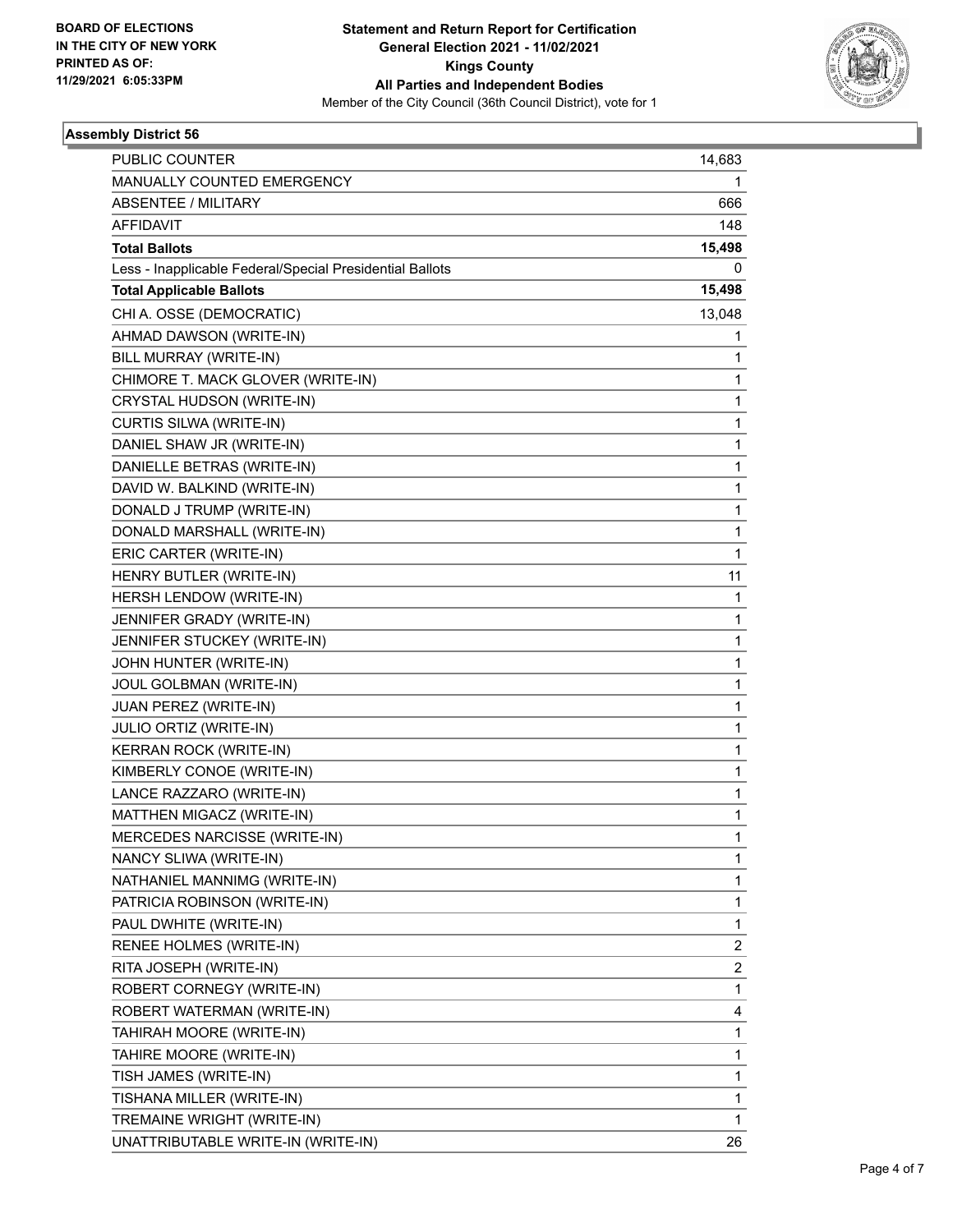**BOARD OF ELECTIONS IN THE CITY OF NEW YORK PRINTED AS OF: 11/29/2021 6:05:33PM**

**Statement and Return Report for Certification General Election 2021 - 11/02/2021 Kings County All Parties and Independent Bodies**

Member of the City Council (36th Council District), vote for 1

### Assembly District 56

| | |
|---|---|
| PUBLIC COUNTER | 14,683 |
| MANUALLY COUNTED EMERGENCY | 1 |
| ABSENTEE / MILITARY | 666 |
| AFFIDAVIT | 148 |
| **Total Ballots** | **15,498** |
| Less - Inapplicable Federal/Special Presidential Ballots | 0 |
| **Total Applicable Ballots** | **15,498** |
| CHI A. OSSE (DEMOCRATIC) | 13,048 |
| AHMAD DAWSON (WRITE-IN) | 1 |
| BILL MURRAY (WRITE-IN) | 1 |
| CHIMORE T. MACK GLOVER (WRITE-IN) | 1 |
| CRYSTAL HUDSON (WRITE-IN) | 1 |
| CURTIS SILWA (WRITE-IN) | 1 |
| DANIEL SHAW JR (WRITE-IN) | 1 |
| DANIELLE BETRAS (WRITE-IN) | 1 |
| DAVID W. BALKIND (WRITE-IN) | 1 |
| DONALD J TRUMP (WRITE-IN) | 1 |
| DONALD MARSHALL (WRITE-IN) | 1 |
| ERIC CARTER (WRITE-IN) | 1 |
| HENRY BUTLER (WRITE-IN) | 11 |
| HERSH LENDOW (WRITE-IN) | 1 |
| JENNIFER GRADY (WRITE-IN) | 1 |
| JENNIFER STUCKEY (WRITE-IN) | 1 |
| JOHN HUNTER (WRITE-IN) | 1 |
| JOUL GOLBMAN (WRITE-IN) | 1 |
| JUAN PEREZ (WRITE-IN) | 1 |
| JULIO ORTIZ (WRITE-IN) | 1 |
| KERRAN ROCK (WRITE-IN) | 1 |
| KIMBERLY CONOE (WRITE-IN) | 1 |
| LANCE RAZZARO (WRITE-IN) | 1 |
| MATTHEN MIGACZ (WRITE-IN) | 1 |
| MERCEDES NARCISSE (WRITE-IN) | 1 |
| NANCY SLIWA (WRITE-IN) | 1 |
| NATHANIEL MANNIMG (WRITE-IN) | 1 |
| PATRICIA ROBINSON (WRITE-IN) | 1 |
| PAUL DWHITE (WRITE-IN) | 1 |
| RENEE HOLMES (WRITE-IN) | 2 |
| RITA JOSEPH (WRITE-IN) | 2 |
| ROBERT CORNEGY (WRITE-IN) | 1 |
| ROBERT WATERMAN (WRITE-IN) | 4 |
| TAHIRAH MOORE (WRITE-IN) | 1 |
| TAHIRE MOORE (WRITE-IN) | 1 |
| TISH JAMES (WRITE-IN) | 1 |
| TISHANA MILLER (WRITE-IN) | 1 |
| TREMAINE WRIGHT (WRITE-IN) | 1 |
| UNATTRIBUTABLE WRITE-IN (WRITE-IN) | 26 |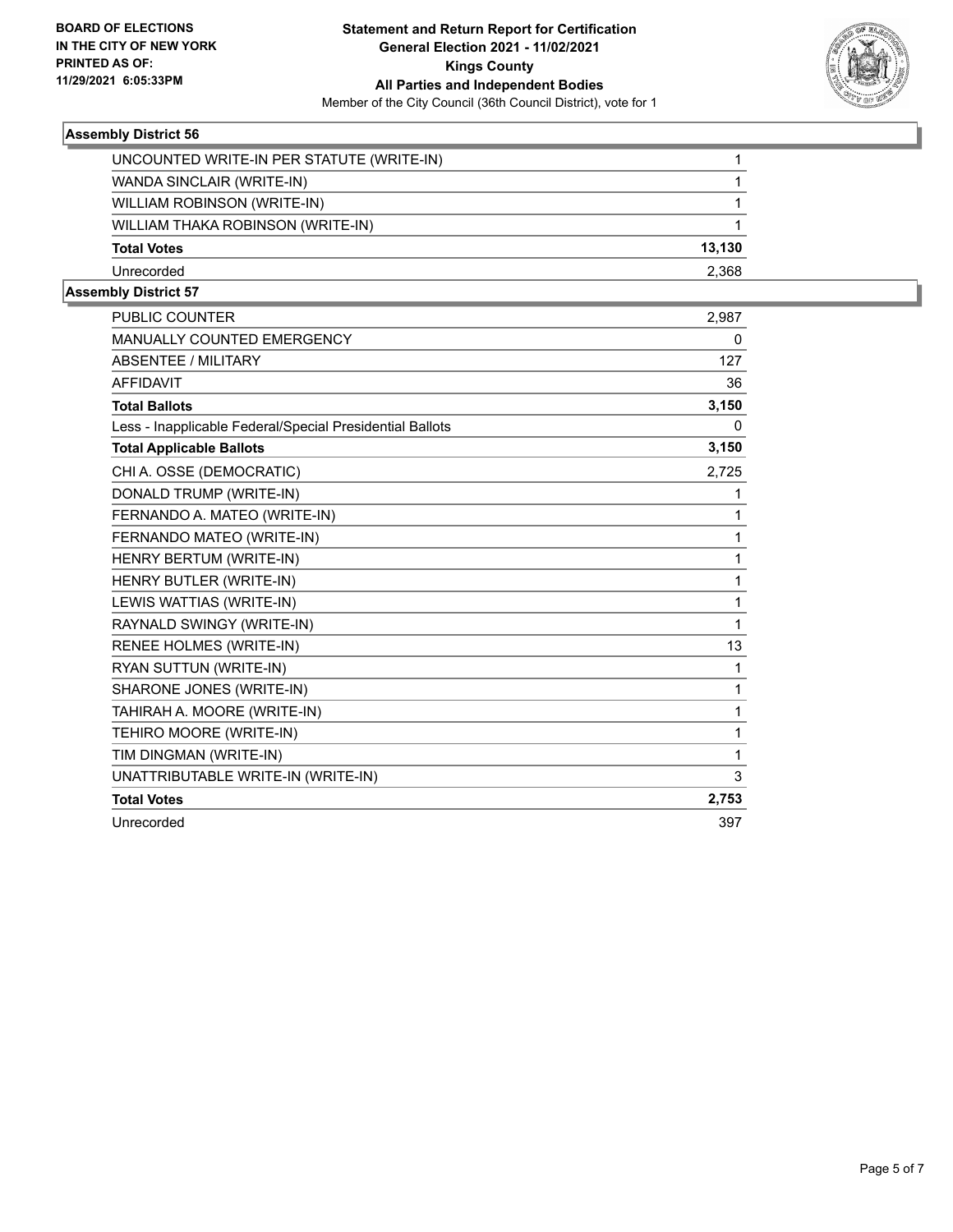## Assembly District 56

| | |
|---|---|
| UNCOUNTED WRITE-IN PER STATUTE (WRITE-IN) | 1 |
| WANDA SINCLAIR (WRITE-IN) | 1 |
| WILLIAM ROBINSON (WRITE-IN) | 1 |
| WILLIAM THAKA ROBINSON (WRITE-IN) | 1 |
| **Total Votes** | **13,130** |
| Unrecorded | 2,368 |

## Assembly District 57

| | |
|---|---|
| PUBLIC COUNTER | 2,987 |
| MANUALLY COUNTED EMERGENCY | 0 |
| ABSENTEE / MILITARY | 127 |
| AFFIDAVIT | 36 |
| **Total Ballots** | **3,150** |
| Less - Inapplicable Federal/Special Presidential Ballots | 0 |
| **Total Applicable Ballots** | **3,150** |
| CHI A. OSSE (DEMOCRATIC) | 2,725 |
| DONALD TRUMP (WRITE-IN) | 1 |
| FERNANDO A. MATEO (WRITE-IN) | 1 |
| FERNANDO MATEO (WRITE-IN) | 1 |
| HENRY BERTUM (WRITE-IN) | 1 |
| HENRY BUTLER (WRITE-IN) | 1 |
| LEWIS WATTIAS (WRITE-IN) | 1 |
| RAYNALD SWINGY (WRITE-IN) | 1 |
| RENEE HOLMES (WRITE-IN) | 13 |
| RYAN SUTTUN (WRITE-IN) | 1 |
| SHARONE JONES (WRITE-IN) | 1 |
| TAHIRAH A. MOORE (WRITE-IN) | 1 |
| TEHIRO MOORE (WRITE-IN) | 1 |
| TIM DINGMAN (WRITE-IN) | 1 |
| UNATTRIBUTABLE WRITE-IN (WRITE-IN) | 3 |
| **Total Votes** | **2,753** |
| Unrecorded | 397 |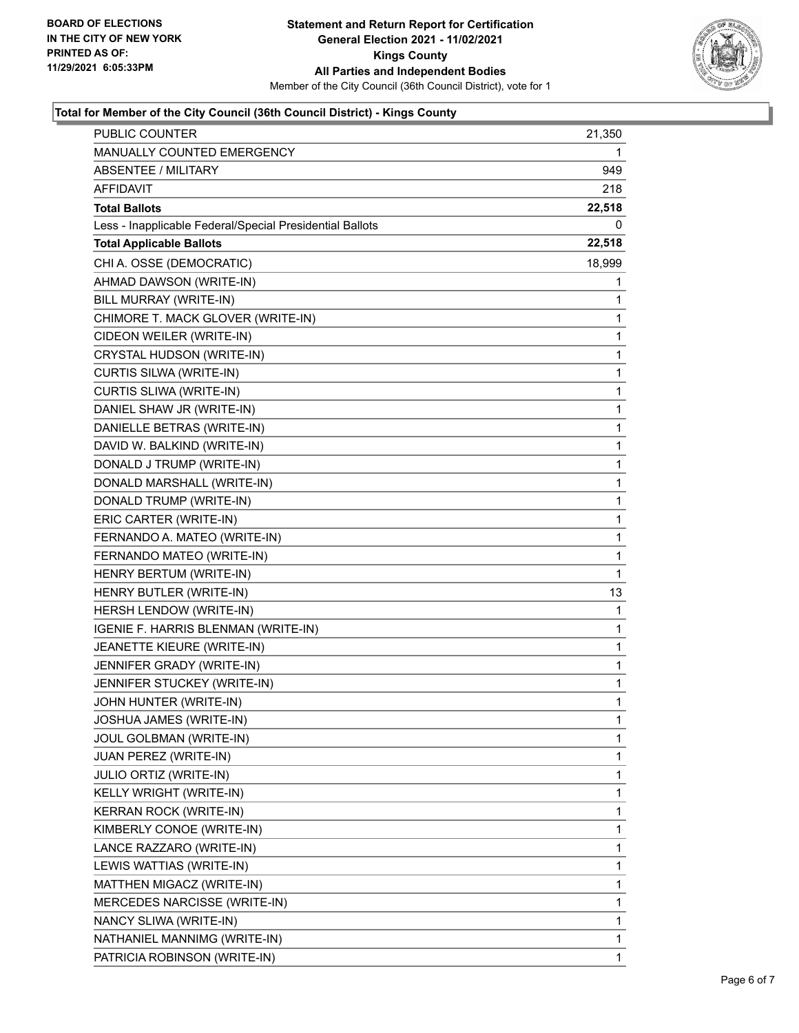**BOARD OF ELECTIONS IN THE CITY OF NEW YORK PRINTED AS OF: 11/29/2021 6:05:33PM**

**Statement and Return Report for Certification General Election 2021 - 11/02/2021 Kings County All Parties and Independent Bodies**

Member of the City Council (36th Council District), vote for 1

### Total for Member of the City Council (36th Council District) - Kings County

| | |
|---|---|
| PUBLIC COUNTER | 21,350 |
| MANUALLY COUNTED EMERGENCY | 1 |
| ABSENTEE / MILITARY | 949 |
| AFFIDAVIT | 218 |
| **Total Ballots** | **22,518** |
| Less - Inapplicable Federal/Special Presidential Ballots | 0 |
| **Total Applicable Ballots** | **22,518** |
| CHI A. OSSE (DEMOCRATIC) | 18,999 |
| AHMAD DAWSON (WRITE-IN) | 1 |
| BILL MURRAY (WRITE-IN) | 1 |
| CHIMORE T. MACK GLOVER (WRITE-IN) | 1 |
| CIDEON WEILER (WRITE-IN) | 1 |
| CRYSTAL HUDSON (WRITE-IN) | 1 |
| CURTIS SILWA (WRITE-IN) | 1 |
| CURTIS SLIWA (WRITE-IN) | 1 |
| DANIEL SHAW JR (WRITE-IN) | 1 |
| DANIELLE BETRAS (WRITE-IN) | 1 |
| DAVID W. BALKIND (WRITE-IN) | 1 |
| DONALD J TRUMP (WRITE-IN) | 1 |
| DONALD MARSHALL (WRITE-IN) | 1 |
| DONALD TRUMP (WRITE-IN) | 1 |
| ERIC CARTER (WRITE-IN) | 1 |
| FERNANDO A. MATEO (WRITE-IN) | 1 |
| FERNANDO MATEO (WRITE-IN) | 1 |
| HENRY BERTUM (WRITE-IN) | 1 |
| HENRY BUTLER (WRITE-IN) | 13 |
| HERSH LENDOW (WRITE-IN) | 1 |
| IGENIE F. HARRIS BLENMAN (WRITE-IN) | 1 |
| JEANETTE KIEURE (WRITE-IN) | 1 |
| JENNIFER GRADY (WRITE-IN) | 1 |
| JENNIFER STUCKEY (WRITE-IN) | 1 |
| JOHN HUNTER (WRITE-IN) | 1 |
| JOSHUA JAMES (WRITE-IN) | 1 |
| JOUL GOLBMAN (WRITE-IN) | 1 |
| JUAN PEREZ (WRITE-IN) | 1 |
| JULIO ORTIZ (WRITE-IN) | 1 |
| KELLY WRIGHT (WRITE-IN) | 1 |
| KERRAN ROCK (WRITE-IN) | 1 |
| KIMBERLY CONOE (WRITE-IN) | 1 |
| LANCE RAZZARO (WRITE-IN) | 1 |
| LEWIS WATTIAS (WRITE-IN) | 1 |
| MATTHEN MIGACZ (WRITE-IN) | 1 |
| MERCEDES NARCISSE (WRITE-IN) | 1 |
| NANCY SLIWA (WRITE-IN) | 1 |
| NATHANIEL MANNIMG (WRITE-IN) | 1 |
| PATRICIA ROBINSON (WRITE-IN) | 1 |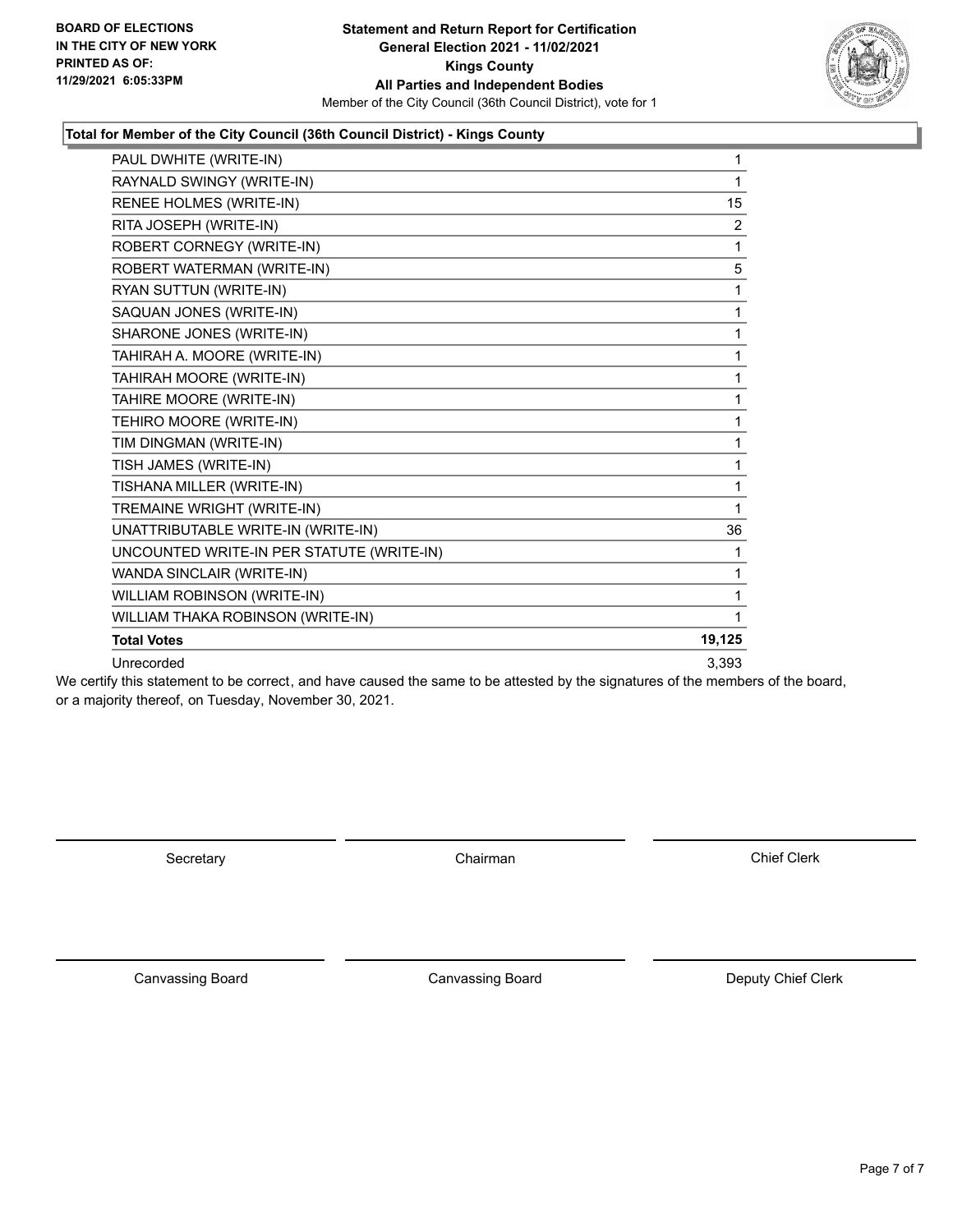**BOARD OF ELECTIONS IN THE CITY OF NEW YORK PRINTED AS OF: 11/29/2021 6:05:33PM**

**Statement and Return Report for Certification General Election 2021 - 11/02/2021 Kings County All Parties and Independent Bodies**

Member of the City Council (36th Council District), vote for 1

### Total for Member of the City Council (36th Council District) - Kings County

| | |
|---|---|
| PAUL DWHITE (WRITE-IN) | 1 |
| RAYNALD SWINGY (WRITE-IN) | 1 |
| RENEE HOLMES (WRITE-IN) | 15 |
| RITA JOSEPH (WRITE-IN) | 2 |
| ROBERT CORNEGY (WRITE-IN) | 1 |
| ROBERT WATERMAN (WRITE-IN) | 5 |
| RYAN SUTTUN (WRITE-IN) | 1 |
| SAQUAN JONES (WRITE-IN) | 1 |
| SHARONE JONES (WRITE-IN) | 1 |
| TAHIRAH A. MOORE (WRITE-IN) | 1 |
| TAHIRAH MOORE (WRITE-IN) | 1 |
| TAHIRE MOORE (WRITE-IN) | 1 |
| TEHIRO MOORE (WRITE-IN) | 1 |
| TIM DINGMAN (WRITE-IN) | 1 |
| TISH JAMES (WRITE-IN) | 1 |
| TISHANA MILLER (WRITE-IN) | 1 |
| TREMAINE WRIGHT (WRITE-IN) | 1 |
| UNATTRIBUTABLE WRITE-IN (WRITE-IN) | 36 |
| UNCOUNTED WRITE-IN PER STATUTE (WRITE-IN) | 1 |
| WANDA SINCLAIR (WRITE-IN) | 1 |
| WILLIAM ROBINSON (WRITE-IN) | 1 |
| WILLIAM THAKA ROBINSON (WRITE-IN) | 1 |
| **Total Votes** | **19,125** |
| Unrecorded | 3,393 |

We certify this statement to be correct, and have caused the same to be attested by the signatures of the members of the board, or a majority thereof, on Tuesday, November 30, 2021.

| | | |
|---|---|---|
| Secretary | Chairman | Chief Clerk |
| Canvassing Board | Canvassing Board | Deputy Chief Clerk |